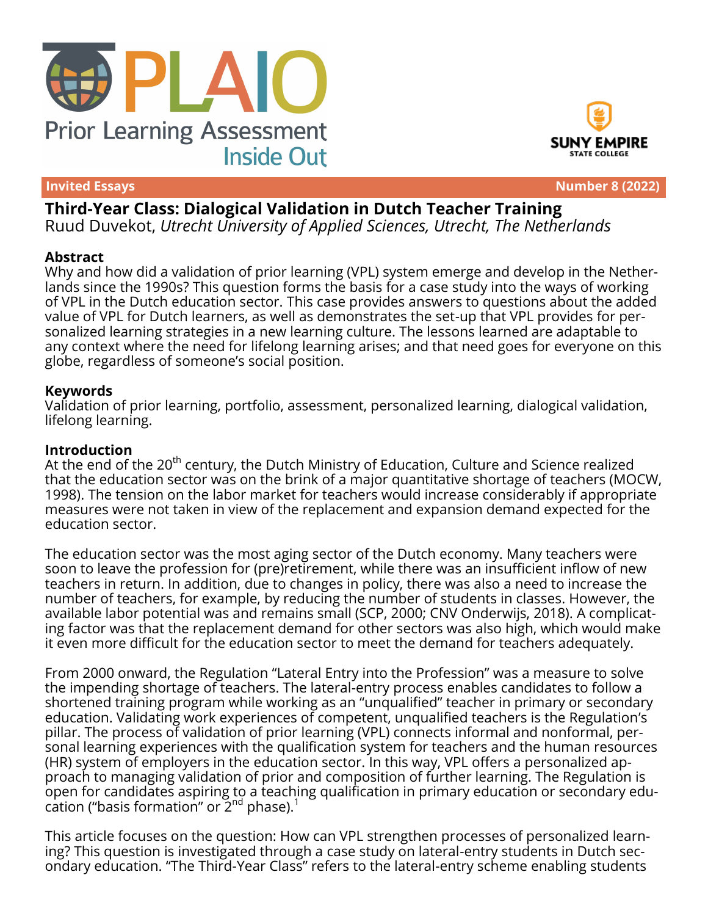# PLAIO Prior Learning Assessment Inside Out

SUNY EMPIRE STATE COLLEGE

**Invited Essays** **Number 8 (2022)**

# Third-Year Class: Dialogical Validation in Dutch Teacher Training

Ruud Duvekot, *Utrecht University of Applied Sciences, Utrecht, The Netherlands*

## Abstract

Why and how did a validation of prior learning (VPL) system emerge and develop in the Netherlands since the 1990s? This question forms the basis for a case study into the ways of working of VPL in the Dutch education sector. This case provides answers to questions about the added value of VPL for Dutch learners, as well as demonstrates the set-up that VPL provides for personalized learning strategies in a new learning culture. The lessons learned are adaptable to any context where the need for lifelong learning arises; and that need goes for everyone on this globe, regardless of someone's social position.

## Keywords

Validation of prior learning, portfolio, assessment, personalized learning, dialogical validation, lifelong learning.

## Introduction

At the end of the 20th century, the Dutch Ministry of Education, Culture and Science realized that the education sector was on the brink of a major quantitative shortage of teachers (MOCW, 1998). The tension on the labor market for teachers would increase considerably if appropriate measures were not taken in view of the replacement and expansion demand expected for the education sector.

The education sector was the most aging sector of the Dutch economy. Many teachers were soon to leave the profession for (pre)retirement, while there was an insufficient inflow of new teachers in return. In addition, due to changes in policy, there was also a need to increase the number of teachers, for example, by reducing the number of students in classes. However, the available labor potential was and remains small (SCP, 2000; CNV Onderwijs, 2018). A complicating factor was that the replacement demand for other sectors was also high, which would make it even more difficult for the education sector to meet the demand for teachers adequately.

From 2000 onward, the Regulation "Lateral Entry into the Profession" was a measure to solve the impending shortage of teachers. The lateral-entry process enables candidates to follow a shortened training program while working as an "unqualified" teacher in primary or secondary education. Validating work experiences of competent, unqualified teachers is the Regulation's pillar. The process of validation of prior learning (VPL) connects informal and nonformal, personal learning experiences with the qualification system for teachers and the human resources (HR) system of employers in the education sector. In this way, VPL offers a personalized approach to managing validation of prior and composition of further learning. The Regulation is open for candidates aspiring to a teaching qualification in primary education or secondary education ("basis formation" or 2nd phase).[1]

This article focuses on the question: How can VPL strengthen processes of personalized learning? This question is investigated through a case study on lateral-entry students in Dutch secondary education. "The Third-Year Class" refers to the lateral-entry scheme enabling students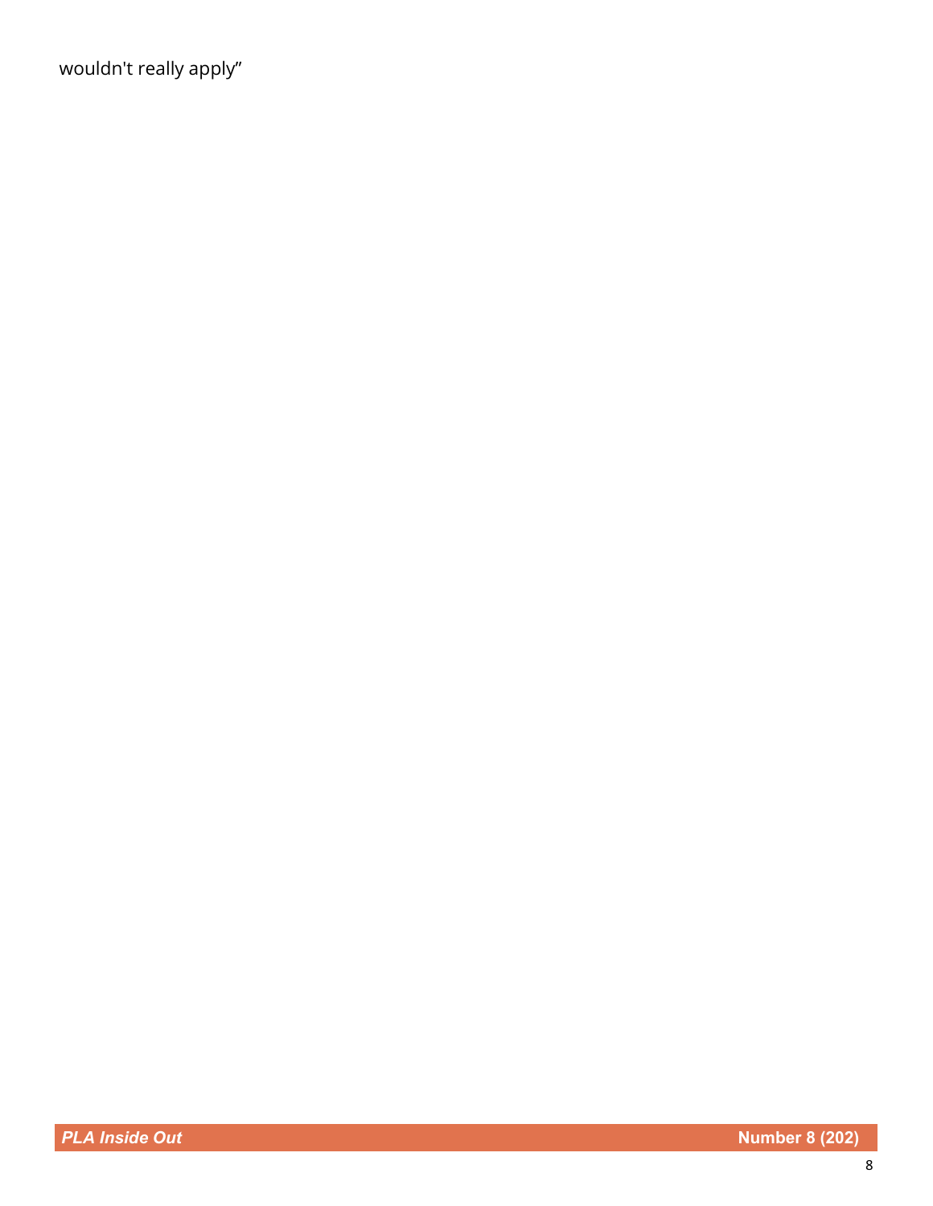wouldn't really apply”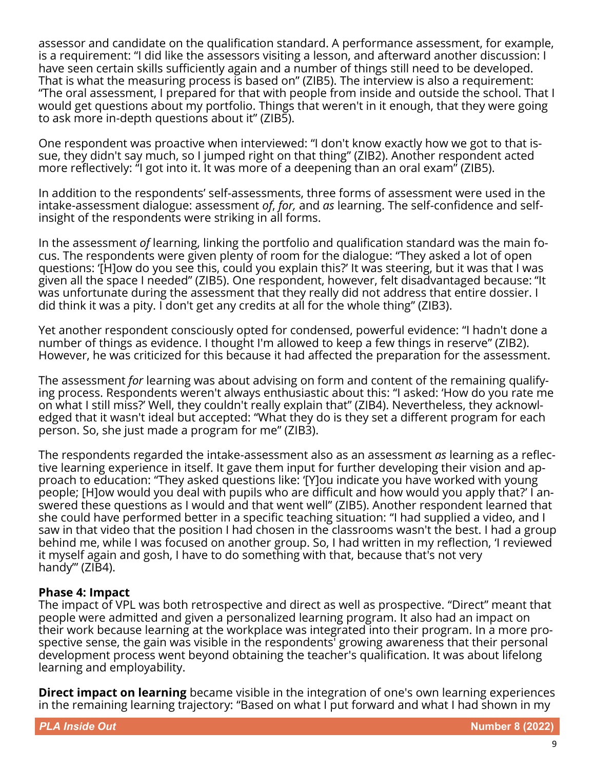assessor and candidate on the qualification standard. A performance assessment, for example, is a requirement: "I did like the assessors visiting a lesson, and afterward another discussion: I have seen certain skills sufficiently again and a number of things still need to be developed. That is what the measuring process is based on" (ZIB5). The interview is also a requirement: "The oral assessment, I prepared for that with people from inside and outside the school. That I would get questions about my portfolio. Things that weren't in it enough, that they were going to ask more in-depth questions about it" (ZIB5).

One respondent was proactive when interviewed: "I don't know exactly how we got to that issue, they didn't say much, so I jumped right on that thing" (ZIB2). Another respondent acted more reflectively: "I got into it. It was more of a deepening than an oral exam" (ZIB5).

In addition to the respondents' self-assessments, three forms of assessment were used in the intake-assessment dialogue: assessment *of*, *for,* and *as* learning. The self-confidence and self-insight of the respondents were striking in all forms.

In the assessment *of* learning, linking the portfolio and qualification standard was the main focus. The respondents were given plenty of room for the dialogue: "They asked a lot of open questions: '[H]ow do you see this, could you explain this?' It was steering, but it was that I was given all the space I needed" (ZIB5). One respondent, however, felt disadvantaged because: "It was unfortunate during the assessment that they really did not address that entire dossier. I did think it was a pity. I don't get any credits at all for the whole thing" (ZIB3).

Yet another respondent consciously opted for condensed, powerful evidence: "I hadn't done a number of things as evidence. I thought I'm allowed to keep a few things in reserve" (ZIB2). However, he was criticized for this because it had affected the preparation for the assessment.

The assessment *for* learning was about advising on form and content of the remaining qualifying process. Respondents weren't always enthusiastic about this: "I asked: 'How do you rate me on what I still miss?' Well, they couldn't really explain that" (ZIB4). Nevertheless, they acknowledged that it wasn't ideal but accepted: "What they do is they set a different program for each person. So, she just made a program for me" (ZIB3).

The respondents regarded the intake-assessment also as an assessment *as* learning as a reflective learning experience in itself. It gave them input for further developing their vision and approach to education: "They asked questions like: '[Y]ou indicate you have worked with young people; [H]ow would you deal with pupils who are difficult and how would you apply that?' I answered these questions as I would and that went well" (ZIB5). Another respondent learned that she could have performed better in a specific teaching situation: "I had supplied a video, and I saw in that video that the position I had chosen in the classrooms wasn't the best. I had a group behind me, while I was focused on another group. So, I had written in my reflection, 'I reviewed it myself again and gosh, I have to do something with that, because that's not very handy'" (ZIB4).

**Phase 4: Impact**

The impact of VPL was both retrospective and direct as well as prospective. "Direct" meant that people were admitted and given a personalized learning program. It also had an impact on their work because learning at the workplace was integrated into their program. In a more prospective sense, the gain was visible in the respondents' growing awareness that their personal development process went beyond obtaining the teacher's qualification. It was about lifelong learning and employability.

**Direct impact on learning** became visible in the integration of one's own learning experiences in the remaining learning trajectory: "Based on what I put forward and what I had shown in my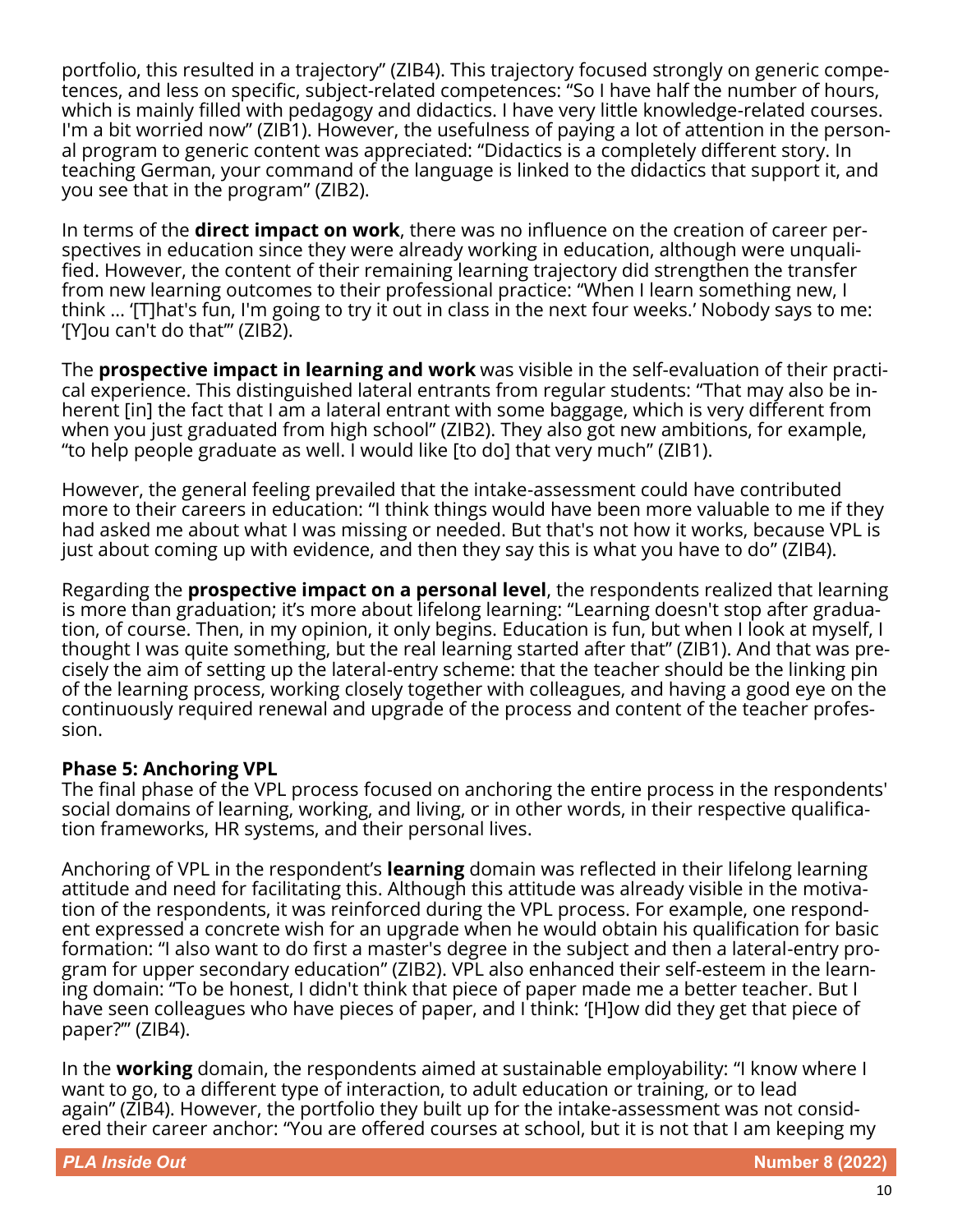portfolio, this resulted in a trajectory" (ZIB4). This trajectory focused strongly on generic competences, and less on specific, subject-related competences: "So I have half the number of hours, which is mainly filled with pedagogy and didactics. I have very little knowledge-related courses. I'm a bit worried now" (ZIB1). However, the usefulness of paying a lot of attention in the personal program to generic content was appreciated: "Didactics is a completely different story. In teaching German, your command of the language is linked to the didactics that support it, and you see that in the program" (ZIB2).

In terms of the **direct impact on work**, there was no influence on the creation of career perspectives in education since they were already working in education, although were unqualified. However, the content of their remaining learning trajectory did strengthen the transfer from new learning outcomes to their professional practice: "When I learn something new, I think ... '[T]hat's fun, I'm going to try it out in class in the next four weeks.' Nobody says to me: '[Y]ou can't do that'" (ZIB2).

The **prospective impact in learning and work** was visible in the self-evaluation of their practical experience. This distinguished lateral entrants from regular students: "That may also be inherent [in] the fact that I am a lateral entrant with some baggage, which is very different from when you just graduated from high school" (ZIB2). They also got new ambitions, for example, "to help people graduate as well. I would like [to do] that very much" (ZIB1).

However, the general feeling prevailed that the intake-assessment could have contributed more to their careers in education: "I think things would have been more valuable to me if they had asked me about what I was missing or needed. But that's not how it works, because VPL is just about coming up with evidence, and then they say this is what you have to do" (ZIB4).

Regarding the **prospective impact on a personal level**, the respondents realized that learning is more than graduation; it's more about lifelong learning: "Learning doesn't stop after graduation, of course. Then, in my opinion, it only begins. Education is fun, but when I look at myself, I thought I was quite something, but the real learning started after that" (ZIB1). And that was precisely the aim of setting up the lateral-entry scheme: that the teacher should be the linking pin of the learning process, working closely together with colleagues, and having a good eye on the continuously required renewal and upgrade of the process and content of the teacher profession.

**Phase 5: Anchoring VPL**

The final phase of the VPL process focused on anchoring the entire process in the respondents' social domains of learning, working, and living, or in other words, in their respective qualification frameworks, HR systems, and their personal lives.

Anchoring of VPL in the respondent's **learning** domain was reflected in their lifelong learning attitude and need for facilitating this. Although this attitude was already visible in the motivation of the respondents, it was reinforced during the VPL process. For example, one respondent expressed a concrete wish for an upgrade when he would obtain his qualification for basic formation: "I also want to do first a master's degree in the subject and then a lateral-entry program for upper secondary education" (ZIB2). VPL also enhanced their self-esteem in the learning domain: "To be honest, I didn't think that piece of paper made me a better teacher. But I have seen colleagues who have pieces of paper, and I think: '[H]ow did they get that piece of paper?'" (ZIB4).

In the **working** domain, the respondents aimed at sustainable employability: "I know where I want to go, to a different type of interaction, to adult education or training, or to lead again" (ZIB4). However, the portfolio they built up for the intake-assessment was not considered their career anchor: "You are offered courses at school, but it is not that I am keeping my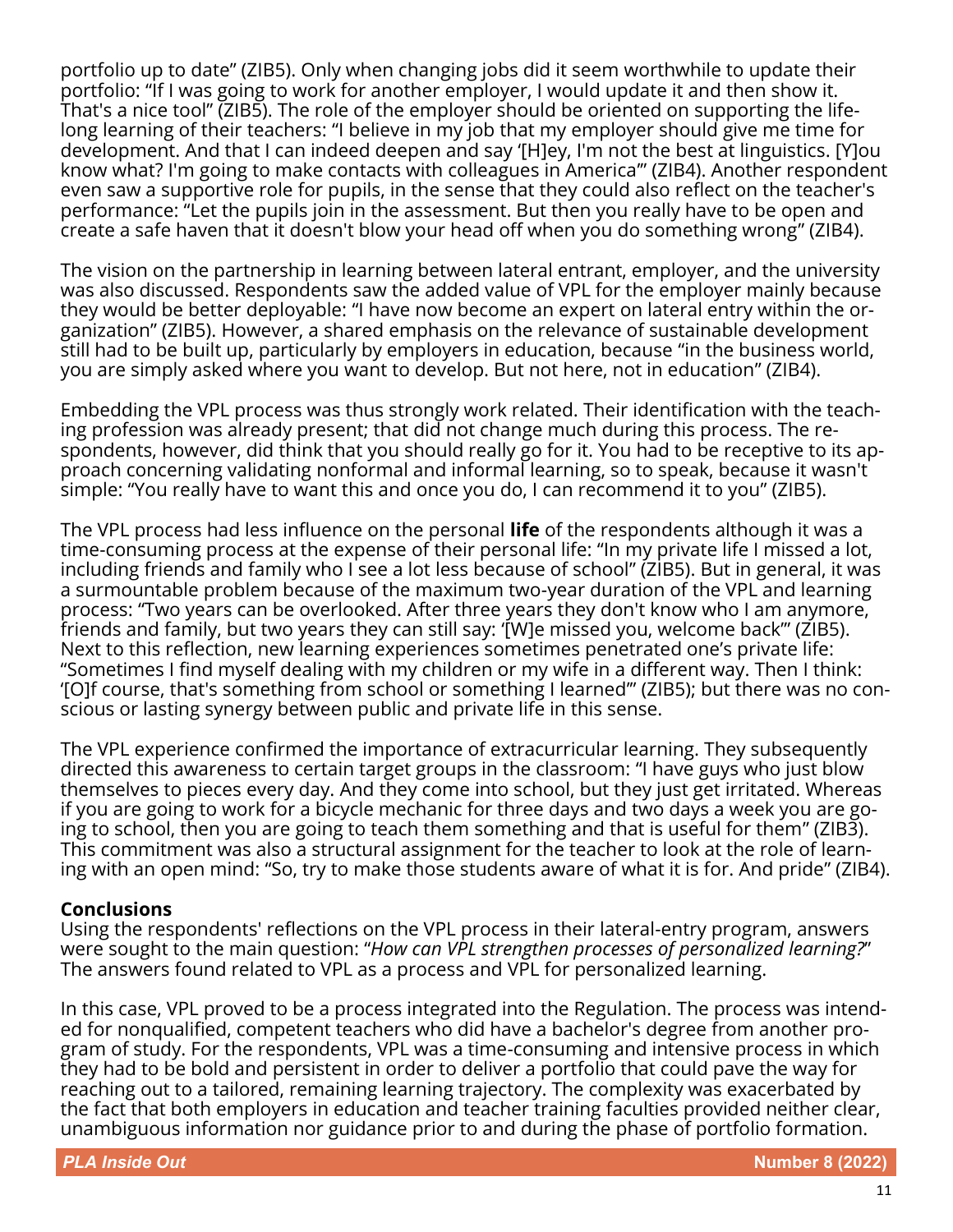portfolio up to date" (ZIB5). Only when changing jobs did it seem worthwhile to update their portfolio: "If I was going to work for another employer, I would update it and then show it. That's a nice tool" (ZIB5). The role of the employer should be oriented on supporting the lifelong learning of their teachers: "I believe in my job that my employer should give me time for development. And that I can indeed deepen and say '[H]ey, I'm not the best at linguistics. [Y]ou know what? I'm going to make contacts with colleagues in America'" (ZIB4). Another respondent even saw a supportive role for pupils, in the sense that they could also reflect on the teacher's performance: "Let the pupils join in the assessment. But then you really have to be open and create a safe haven that it doesn't blow your head off when you do something wrong" (ZIB4).

The vision on the partnership in learning between lateral entrant, employer, and the university was also discussed. Respondents saw the added value of VPL for the employer mainly because they would be better deployable: "I have now become an expert on lateral entry within the organization" (ZIB5). However, a shared emphasis on the relevance of sustainable development still had to be built up, particularly by employers in education, because "in the business world, you are simply asked where you want to develop. But not here, not in education" (ZIB4).

Embedding the VPL process was thus strongly work related. Their identification with the teaching profession was already present; that did not change much during this process. The respondents, however, did think that you should really go for it. You had to be receptive to its approach concerning validating nonformal and informal learning, so to speak, because it wasn't simple: "You really have to want this and once you do, I can recommend it to you" (ZIB5).

The VPL process had less influence on the personal **life** of the respondents although it was a time-consuming process at the expense of their personal life: "In my private life I missed a lot, including friends and family who I see a lot less because of school" (ZIB5). But in general, it was a surmountable problem because of the maximum two-year duration of the VPL and learning process: "Two years can be overlooked. After three years they don't know who I am anymore, friends and family, but two years they can still say: '[W]e missed you, welcome back'" (ZIB5). Next to this reflection, new learning experiences sometimes penetrated one's private life: "Sometimes I find myself dealing with my children or my wife in a different way. Then I think: '[O]f course, that's something from school or something I learned'" (ZIB5); but there was no conscious or lasting synergy between public and private life in this sense.

The VPL experience confirmed the importance of extracurricular learning. They subsequently directed this awareness to certain target groups in the classroom: "I have guys who just blow themselves to pieces every day. And they come into school, but they just get irritated. Whereas if you are going to work for a bicycle mechanic for three days and two days a week you are going to school, then you are going to teach them something and that is useful for them" (ZIB3). This commitment was also a structural assignment for the teacher to look at the role of learning with an open mind: "So, try to make those students aware of what it is for. And pride" (ZIB4).

## Conclusions

Using the respondents' reflections on the VPL process in their lateral-entry program, answers were sought to the main question: "*How can VPL strengthen processes of personalized learning?*" The answers found related to VPL as a process and VPL for personalized learning.

In this case, VPL proved to be a process integrated into the Regulation. The process was intended for nonqualified, competent teachers who did have a bachelor's degree from another program of study. For the respondents, VPL was a time-consuming and intensive process in which they had to be bold and persistent in order to deliver a portfolio that could pave the way for reaching out to a tailored, remaining learning trajectory. The complexity was exacerbated by the fact that both employers in education and teacher training faculties provided neither clear, unambiguous information nor guidance prior to and during the phase of portfolio formation.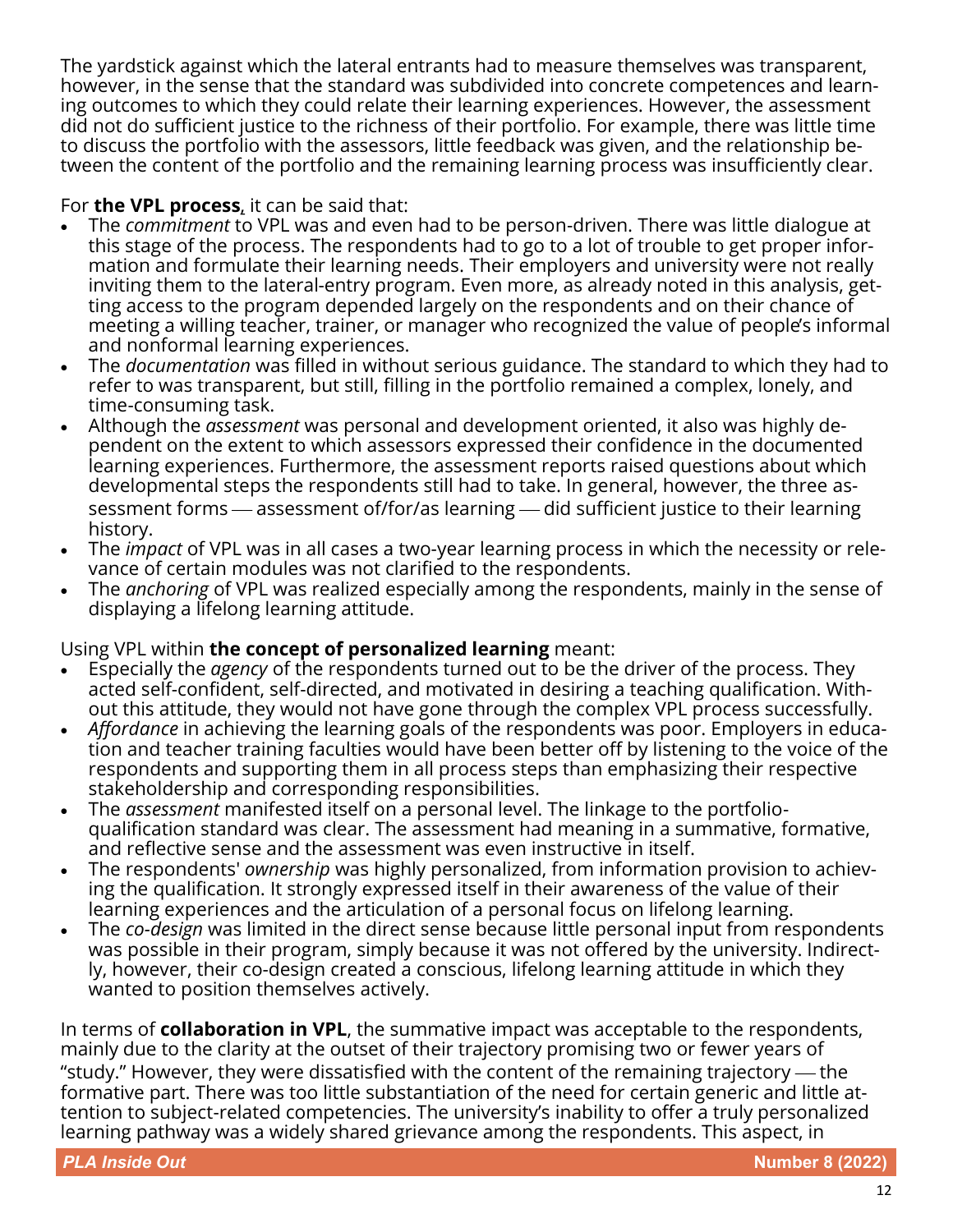The yardstick against which the lateral entrants had to measure themselves was transparent, however, in the sense that the standard was subdivided into concrete competences and learning outcomes to which they could relate their learning experiences. However, the assessment did not do sufficient justice to the richness of their portfolio. For example, there was little time to discuss the portfolio with the assessors, little feedback was given, and the relationship between the content of the portfolio and the remaining learning process was insufficiently clear.

For **the VPL process**, it can be said that:

- The *commitment* to VPL was and even had to be person-driven. There was little dialogue at this stage of the process. The respondents had to go to a lot of trouble to get proper information and formulate their learning needs. Their employers and university were not really inviting them to the lateral-entry program. Even more, as already noted in this analysis, getting access to the program depended largely on the respondents and on their chance of meeting a willing teacher, trainer, or manager who recognized the value of people's informal and nonformal learning experiences.
- The *documentation* was filled in without serious guidance. The standard to which they had to refer to was transparent, but still, filling in the portfolio remained a complex, lonely, and time-consuming task.
- Although the *assessment* was personal and development oriented, it also was highly dependent on the extent to which assessors expressed their confidence in the documented learning experiences. Furthermore, the assessment reports raised questions about which developmental steps the respondents still had to take. In general, however, the three assessment forms — assessment of/for/as learning — did sufficient justice to their learning history.
- The *impact* of VPL was in all cases a two-year learning process in which the necessity or relevance of certain modules was not clarified to the respondents.
- The *anchoring* of VPL was realized especially among the respondents, mainly in the sense of displaying a lifelong learning attitude.

Using VPL within **the concept of personalized learning** meant:

- Especially the *agency* of the respondents turned out to be the driver of the process. They acted self-confident, self-directed, and motivated in desiring a teaching qualification. Without this attitude, they would not have gone through the complex VPL process successfully.
- *Affordance* in achieving the learning goals of the respondents was poor. Employers in education and teacher training faculties would have been better off by listening to the voice of the respondents and supporting them in all process steps than emphasizing their respective stakeholdership and corresponding responsibilities.
- The *assessment* manifested itself on a personal level. The linkage to the portfolio-qualification standard was clear. The assessment had meaning in a summative, formative, and reflective sense and the assessment was even instructive in itself.
- The respondents' *ownership* was highly personalized, from information provision to achieving the qualification. It strongly expressed itself in their awareness of the value of their learning experiences and the articulation of a personal focus on lifelong learning.
- The *co-design* was limited in the direct sense because little personal input from respondents was possible in their program, simply because it was not offered by the university. Indirectly, however, their co-design created a conscious, lifelong learning attitude in which they wanted to position themselves actively.

In terms of **collaboration in VPL**, the summative impact was acceptable to the respondents, mainly due to the clarity at the outset of their trajectory promising two or fewer years of "study." However, they were dissatisfied with the content of the remaining trajectory — the formative part. There was too little substantiation of the need for certain generic and little attention to subject-related competencies. The university's inability to offer a truly personalized learning pathway was a widely shared grievance among the respondents. This aspect, in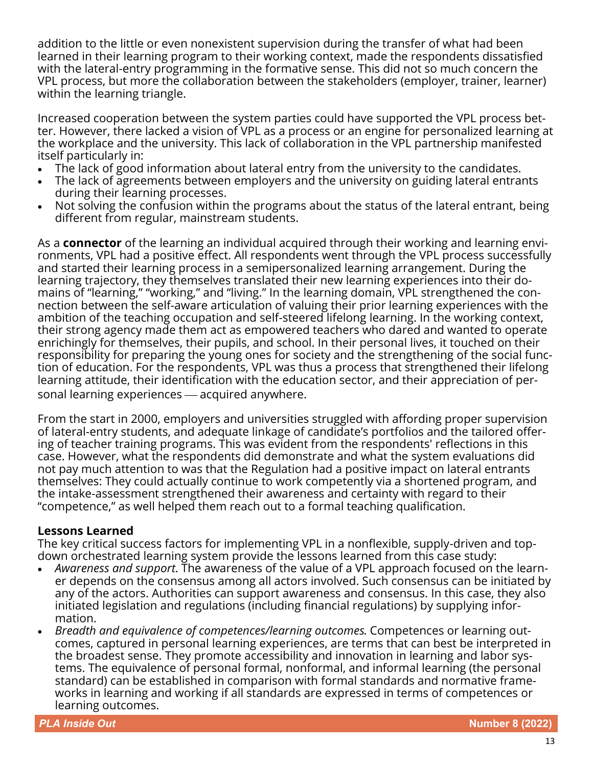addition to the little or even nonexistent supervision during the transfer of what had been learned in their learning program to their working context, made the respondents dissatisfied with the lateral-entry programming in the formative sense. This did not so much concern the VPL process, but more the collaboration between the stakeholders (employer, trainer, learner) within the learning triangle.

Increased cooperation between the system parties could have supported the VPL process better. However, there lacked a vision of VPL as a process or an engine for personalized learning at the workplace and the university. This lack of collaboration in the VPL partnership manifested itself particularly in:

- The lack of good information about lateral entry from the university to the candidates.
- The lack of agreements between employers and the university on guiding lateral entrants during their learning processes.
- Not solving the confusion within the programs about the status of the lateral entrant, being different from regular, mainstream students.

As a **connector** of the learning an individual acquired through their working and learning environments, VPL had a positive effect. All respondents went through the VPL process successfully and started their learning process in a semipersonalized learning arrangement. During the learning trajectory, they themselves translated their new learning experiences into their domains of "learning," "working," and "living." In the learning domain, VPL strengthened the connection between the self-aware articulation of valuing their prior learning experiences with the ambition of the teaching occupation and self-steered lifelong learning. In the working context, their strong agency made them act as empowered teachers who dared and wanted to operate enrichingly for themselves, their pupils, and school. In their personal lives, it touched on their responsibility for preparing the young ones for society and the strengthening of the social function of education. For the respondents, VPL was thus a process that strengthened their lifelong learning attitude, their identification with the education sector, and their appreciation of personal learning experiences — acquired anywhere.

From the start in 2000, employers and universities struggled with affording proper supervision of lateral-entry students, and adequate linkage of candidate's portfolios and the tailored offering of teacher training programs. This was evident from the respondents' reflections in this case. However, what the respondents did demonstrate and what the system evaluations did not pay much attention to was that the Regulation had a positive impact on lateral entrants themselves: They could actually continue to work competently via a shortened program, and the intake-assessment strengthened their awareness and certainty with regard to their "competence," as well helped them reach out to a formal teaching qualification.

### Lessons Learned

The key critical success factors for implementing VPL in a nonflexible, supply-driven and top-down orchestrated learning system provide the lessons learned from this case study:

- *Awareness and support*. The awareness of the value of a VPL approach focused on the learner depends on the consensus among all actors involved. Such consensus can be initiated by any of the actors. Authorities can support awareness and consensus. In this case, they also initiated legislation and regulations (including financial regulations) by supplying information.
- *Breadth and equivalence of competences/learning outcomes.* Competences or learning outcomes, captured in personal learning experiences, are terms that can best be interpreted in the broadest sense. They promote accessibility and innovation in learning and labor systems. The equivalence of personal formal, nonformal, and informal learning (the personal standard) can be established in comparison with formal standards and normative frameworks in learning and working if all standards are expressed in terms of competences or learning outcomes.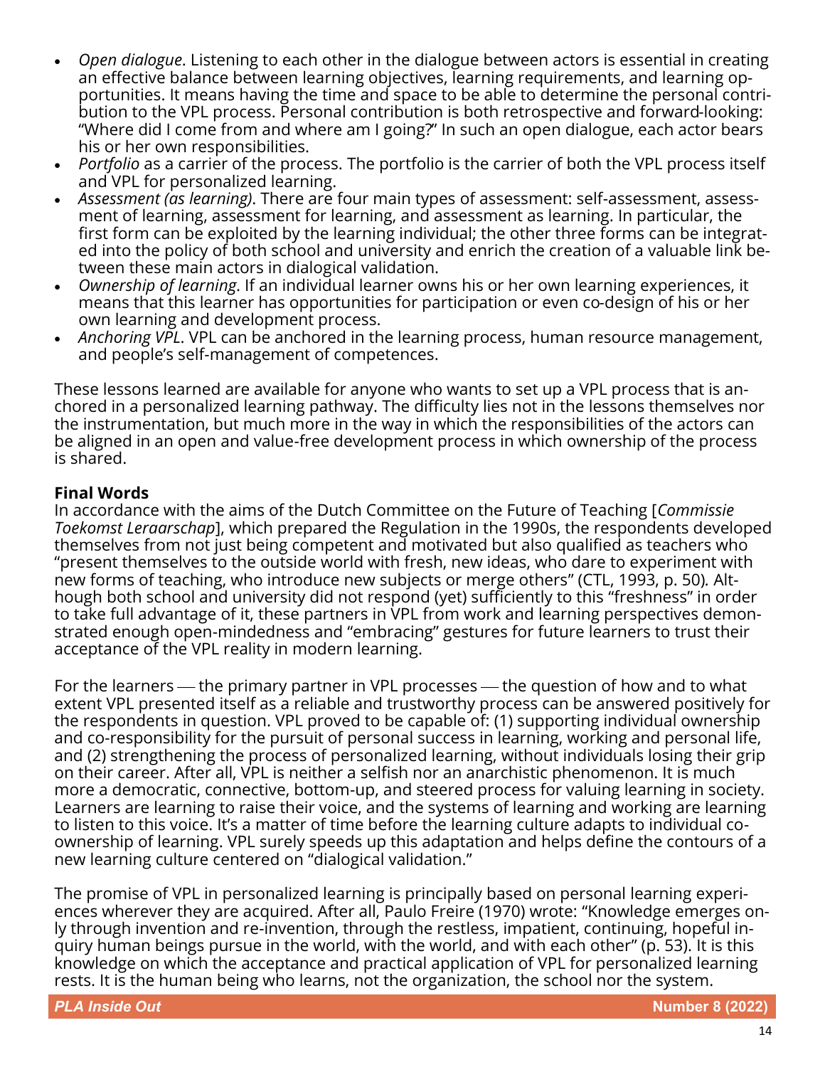- *Open dialogue*. Listening to each other in the dialogue between actors is essential in creating an effective balance between learning objectives, learning requirements, and learning opportunities. It means having the time and space to be able to determine the personal contribution to the VPL process. Personal contribution is both retrospective and forward-looking: "Where did I come from and where am I going?" In such an open dialogue, each actor bears his or her own responsibilities.
- *Portfolio* as a carrier of the process. The portfolio is the carrier of both the VPL process itself and VPL for personalized learning.
- *Assessment (as learning)*. There are four main types of assessment: self-assessment, assessment of learning, assessment for learning, and assessment as learning. In particular, the first form can be exploited by the learning individual; the other three forms can be integrated into the policy of both school and university and enrich the creation of a valuable link between these main actors in dialogical validation.
- *Ownership of learning*. If an individual learner owns his or her own learning experiences, it means that this learner has opportunities for participation or even co-design of his or her own learning and development process.
- *Anchoring VPL*. VPL can be anchored in the learning process, human resource management, and people's self-management of competences.

These lessons learned are available for anyone who wants to set up a VPL process that is anchored in a personalized learning pathway. The difficulty lies not in the lessons themselves nor the instrumentation, but much more in the way in which the responsibilities of the actors can be aligned in an open and value-free development process in which ownership of the process is shared.

**Final Words**

In accordance with the aims of the Dutch Committee on the Future of Teaching [*Commissie Toekomst Leraarschap*], which prepared the Regulation in the 1990s, the respondents developed themselves from not just being competent and motivated but also qualified as teachers who "present themselves to the outside world with fresh, new ideas, who dare to experiment with new forms of teaching, who introduce new subjects or merge others" (CTL, 1993, p. 50). Although both school and university did not respond (yet) sufficiently to this "freshness" in order to take full advantage of it, these partners in VPL from work and learning perspectives demonstrated enough open-mindedness and "embracing" gestures for future learners to trust their acceptance of the VPL reality in modern learning.

For the learners — the primary partner in VPL processes — the question of how and to what extent VPL presented itself as a reliable and trustworthy process can be answered positively for the respondents in question. VPL proved to be capable of: (1) supporting individual ownership and co-responsibility for the pursuit of personal success in learning, working and personal life, and (2) strengthening the process of personalized learning, without individuals losing their grip on their career. After all, VPL is neither a selfish nor an anarchistic phenomenon. It is much more a democratic, connective, bottom-up, and steered process for valuing learning in society. Learners are learning to raise their voice, and the systems of learning and working are learning to listen to this voice. It's a matter of time before the learning culture adapts to individual co-ownership of learning. VPL surely speeds up this adaptation and helps define the contours of a new learning culture centered on "dialogical validation."

The promise of VPL in personalized learning is principally based on personal learning experiences wherever they are acquired. After all, Paulo Freire (1970) wrote: "Knowledge emerges only through invention and re-invention, through the restless, impatient, continuing, hopeful inquiry human beings pursue in the world, with the world, and with each other" (p. 53). It is this knowledge on which the acceptance and practical application of VPL for personalized learning rests. It is the human being who learns, not the organization, the school nor the system.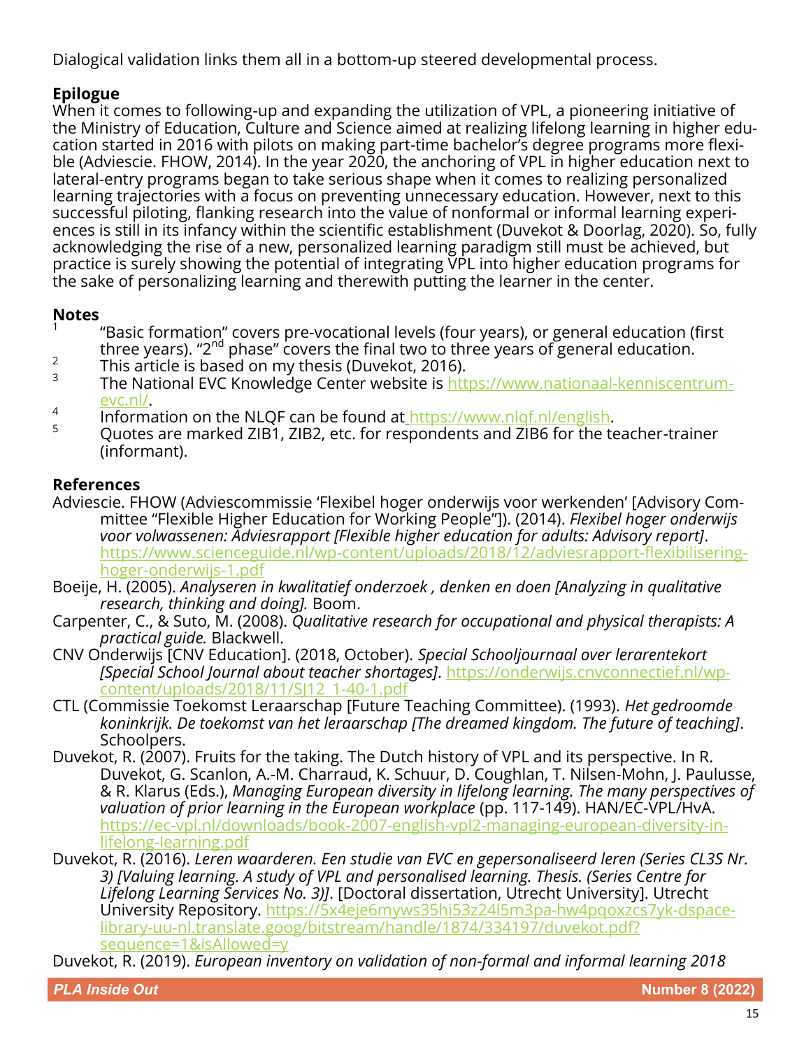Dialogical validation links them all in a bottom-up steered developmental process.

## Epilogue

When it comes to following-up and expanding the utilization of VPL, a pioneering initiative of the Ministry of Education, Culture and Science aimed at realizing lifelong learning in higher education started in 2016 with pilots on making part-time bachelor's degree programs more flexible (Adviescie. FHOW, 2014). In the year 2020, the anchoring of VPL in higher education next to lateral-entry programs began to take serious shape when it comes to realizing personalized learning trajectories with a focus on preventing unnecessary education. However, next to this successful piloting, flanking research into the value of nonformal or informal learning experiences is still in its infancy within the scientific establishment (Duvekot & Doorlag, 2020). So, fully acknowledging the rise of a new, personalized learning paradigm still must be achieved, but practice is surely showing the potential of integrating VPL into higher education programs for the sake of personalizing learning and therewith putting the learner in the center.

## Notes

1. "Basic formation" covers pre-vocational levels (four years), or general education (first three years). "2nd phase" covers the final two to three years of general education.
2. This article is based on my thesis (Duvekot, 2016).
3. The National EVC Knowledge Center website is https://www.nationaal-kenniscentrum-evc.nl/.
4. Information on the NLQF can be found at https://www.nlqf.nl/english.
5. Quotes are marked ZIB1, ZIB2, etc. for respondents and ZIB6 for the teacher-trainer (informant).

## References

Adviescie. FHOW (Adviescommissie 'Flexibel hoger onderwijs voor werkenden' [Advisory Committee "Flexible Higher Education for Working People"]). (2014). *Flexibel hoger onderwijs voor volwassenen: Adviesrapport [Flexible higher education for adults: Advisory report]*. https://www.scienceguide.nl/wp-content/uploads/2018/12/adviesrapport-flexibilisering-hoger-onderwijs-1.pdf

Boeije, H. (2005). *Analyseren in kwalitatief onderzoek , denken en doen [Analyzing in qualitative research, thinking and doing].* Boom.

Carpenter, C., & Suto, M. (2008). *Qualitative research for occupational and physical therapists: A practical guide.* Blackwell.

CNV Onderwijs [CNV Education]. (2018, October). *Special Schooljournaal over lerarentekort [Special School Journal about teacher shortages]*. https://onderwijs.cnvconnectief.nl/wp-content/uploads/2018/11/SJ12_1-40-1.pdf

CTL (Commissie Toekomst Leraarschap [Future Teaching Committee). (1993). *Het gedroomde koninkrijk. De toekomst van het leraarschap [The dreamed kingdom. The future of teaching]*. Schoolpers.

Duvekot, R. (2007). Fruits for the taking. The Dutch history of VPL and its perspective. In R. Duvekot, G. Scanlon, A.-M. Charraud, K. Schuur, D. Coughlan, T. Nilsen-Mohn, J. Paulusse, & R. Klarus (Eds.), *Managing European diversity in lifelong learning. The many perspectives of valuation of prior learning in the European workplace* (pp. 117-149). HAN/EC-VPL/HvA. https://ec-vpl.nl/downloads/book-2007-english-vpl2-managing-european-diversity-in-lifelong-learning.pdf

Duvekot, R. (2016). *Leren waarderen. Een studie van EVC en gepersonaliseerd leren (Series CL3S Nr. 3) [Valuing learning. A study of VPL and personalised learning. Thesis. (Series Centre for Lifelong Learning Services No. 3)]*. [Doctoral dissertation, Utrecht University]. Utrecht University Repository. https://5x4eje6myws35hi53z24l5m3pa-hw4pqoxzcs7yk-dspace-library-uu-nl.translate.goog/bitstream/handle/1874/334197/duvekot.pdf?sequence=1&isAllowed=y

Duvekot, R. (2019). *European inventory on validation of non-formal and informal learning 2018*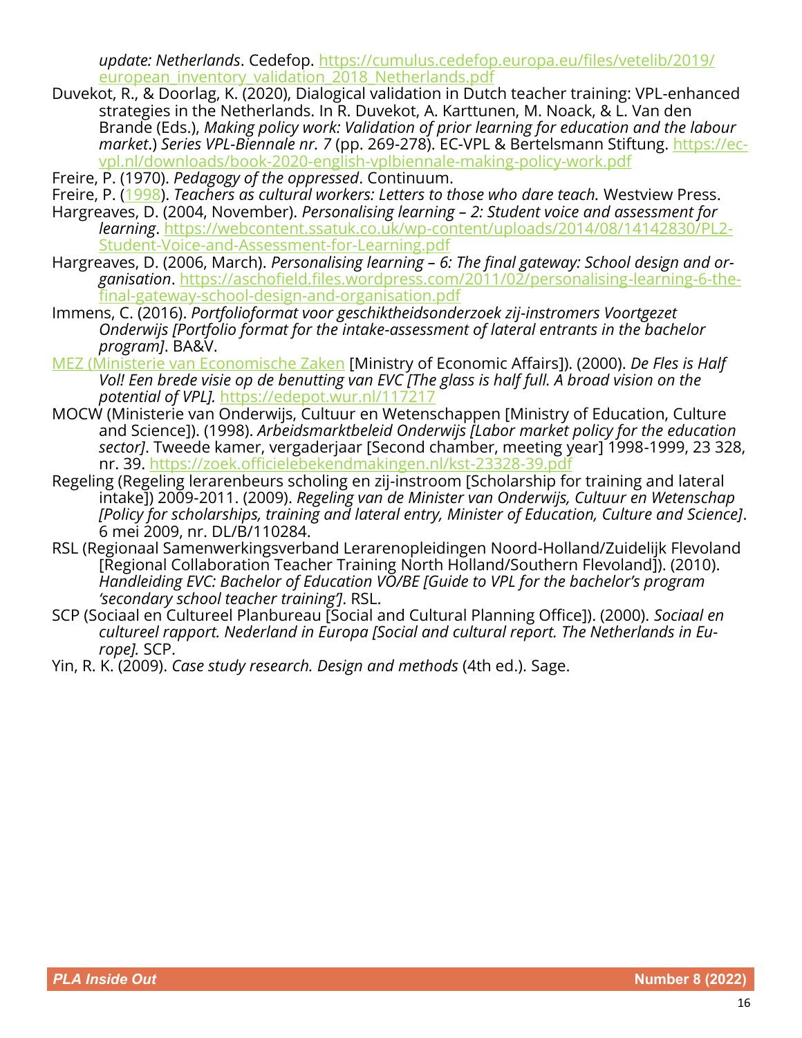*update: Netherlands*. Cedefop. https://cumulus.cedefop.europa.eu/files/vetelib/2019/european_inventory_validation_2018_Netherlands.pdf

Duvekot, R., & Doorlag, K. (2020), Dialogical validation in Dutch teacher training: VPL-enhanced strategies in the Netherlands. In R. Duvekot, A. Karttunen, M. Noack, & L. Van den Brande (Eds.), *Making policy work: Validation of prior learning for education and the labour market*.) *Series VPL-Biennale nr. 7* (pp. 269-278). EC-VPL & Bertelsmann Stiftung. https://ec-vpl.nl/downloads/book-2020-english-vplbiennale-making-policy-work.pdf

Freire, P. (1970). *Pedagogy of the oppressed*. Continuum.

Freire, P. (1998). *Teachers as cultural workers: Letters to those who dare teach.* Westview Press.

Hargreaves, D. (2004, November). *Personalising learning – 2: Student voice and assessment for learning*. https://webcontent.ssatuk.co.uk/wp-content/uploads/2014/08/14142830/PL2-Student-Voice-and-Assessment-for-Learning.pdf

Hargreaves, D. (2006, March). *Personalising learning – 6: The final gateway: School design and organisation*. https://aschofield.files.wordpress.com/2011/02/personalising-learning-6-the-final-gateway-school-design-and-organisation.pdf

Immens, C. (2016). *Portfolioformat voor geschiktheidsonderzoek zij-instromers Voortgezet Onderwijs [Portfolio format for the intake-assessment of lateral entrants in the bachelor program]*. BA&V.

MEZ (Ministerie van Economische Zaken [Ministry of Economic Affairs]). (2000). *De Fles is Half Vol! Een brede visie op de benutting van EVC [The glass is half full. A broad vision on the potential of VPL].* https://edepot.wur.nl/117217

MOCW (Ministerie van Onderwijs, Cultuur en Wetenschappen [Ministry of Education, Culture and Science]). (1998). *Arbeidsmarktbeleid Onderwijs [Labor market policy for the education sector]*. Tweede kamer, vergaderjaar [Second chamber, meeting year] 1998-1999, 23 328, nr. 39. https://zoek.officielebekendmakingen.nl/kst-23328-39.pdf

Regeling (Regeling lerarenbeurs scholing en zij-instroom [Scholarship for training and lateral intake]) 2009-2011. (2009). *Regeling van de Minister van Onderwijs, Cultuur en Wetenschap [Policy for scholarships, training and lateral entry, Minister of Education, Culture and Science]*. 6 mei 2009, nr. DL/B/110284.

RSL (Regionaal Samenwerkingsverband Lerarenopleidingen Noord-Holland/Zuidelijk Flevoland [Regional Collaboration Teacher Training North Holland/Southern Flevoland]). (2010). *Handleiding EVC: Bachelor of Education VO/BE [Guide to VPL for the bachelor's program 'secondary school teacher training']*. RSL.

SCP (Sociaal en Cultureel Planbureau [Social and Cultural Planning Office]). (2000). *Sociaal en cultureel rapport. Nederland in Europa [Social and cultural report. The Netherlands in Europe].* SCP.

Yin, R. K. (2009). *Case study research. Design and methods* (4th ed.). Sage.